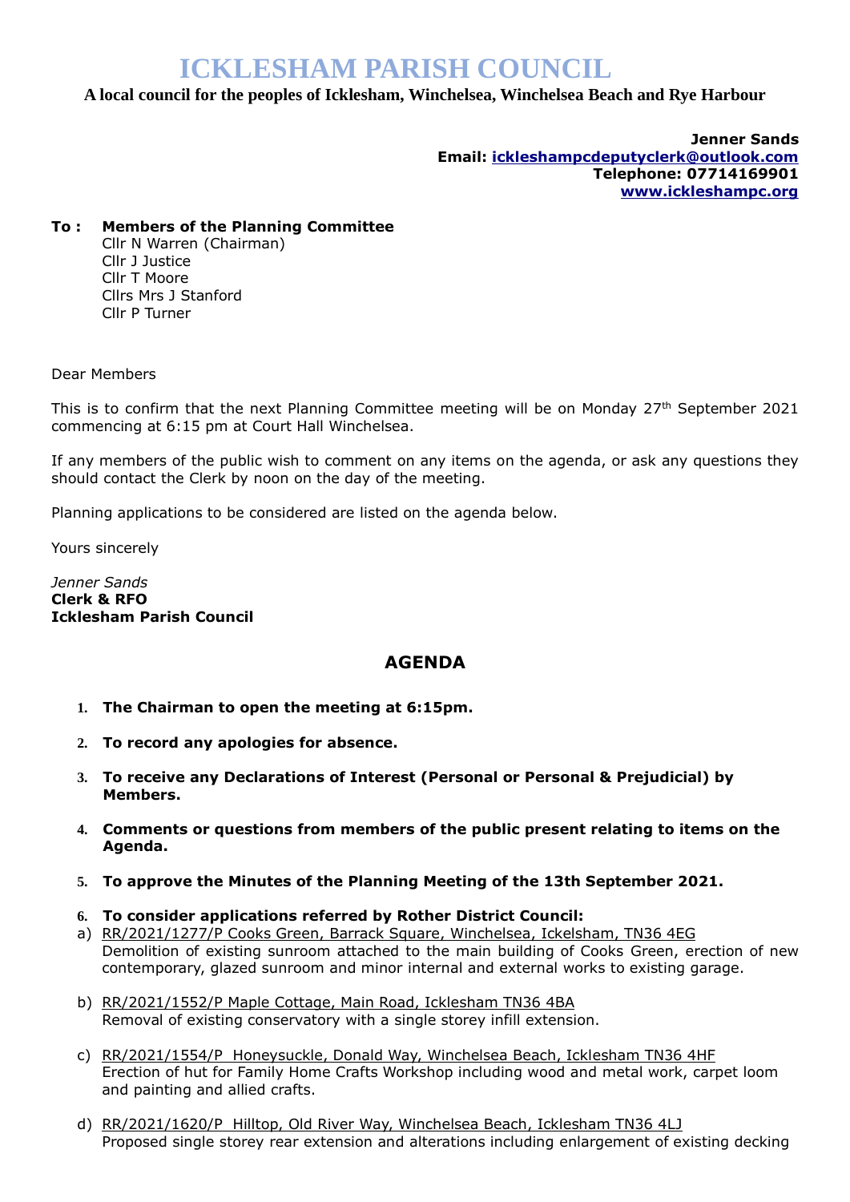# ICKLESHAM PARISH COUNCIL

**A local council for the peoples of Icklesham, Winchelsea, Winchelsea Beach and Rye Harbour**

**Jenner Sands**
**Email: ickleshampcdeputyclerk@outlook.com**
**Telephone: 07714169901**
**www.ickleshampc.org**

**To : Members of the Planning Committee**
Cllr N Warren (Chairman)
Cllr J Justice
Cllr T Moore
Cllrs Mrs J Stanford
Cllr P Turner

Dear Members

This is to confirm that the next Planning Committee meeting will be on Monday 27th September 2021 commencing at 6:15 pm at Court Hall Winchelsea.

If any members of the public wish to comment on any items on the agenda, or ask any questions they should contact the Clerk by noon on the day of the meeting.

Planning applications to be considered are listed on the agenda below.

Yours sincerely

*Jenner Sands*
**Clerk & RFO**
**Icklesham Parish Council**

## AGENDA

1. **The Chairman to open the meeting at 6:15pm.**
2. **To record any apologies for absence.**
3. **To receive any Declarations of Interest (Personal or Personal & Prejudicial) by Members.**
4. **Comments or questions from members of the public present relating to items on the Agenda.**
5. **To approve the Minutes of the Planning Meeting of the 13th September 2021.**
6. **To consider applications referred by Rother District Council:**

a) RR/2021/1277/P Cooks Green, Barrack Square, Winchelsea, Ickelsham, TN36 4EG
Demolition of existing sunroom attached to the main building of Cooks Green, erection of new contemporary, glazed sunroom and minor internal and external works to existing garage.

b) RR/2021/1552/P Maple Cottage, Main Road, Icklesham TN36 4BA
Removal of existing conservatory with a single storey infill extension.

c) RR/2021/1554/P Honeysuckle, Donald Way, Winchelsea Beach, Icklesham TN36 4HF
Erection of hut for Family Home Crafts Workshop including wood and metal work, carpet loom and painting and allied crafts.

d) RR/2021/1620/P Hilltop, Old River Way, Winchelsea Beach, Icklesham TN36 4LJ
Proposed single storey rear extension and alterations including enlargement of existing decking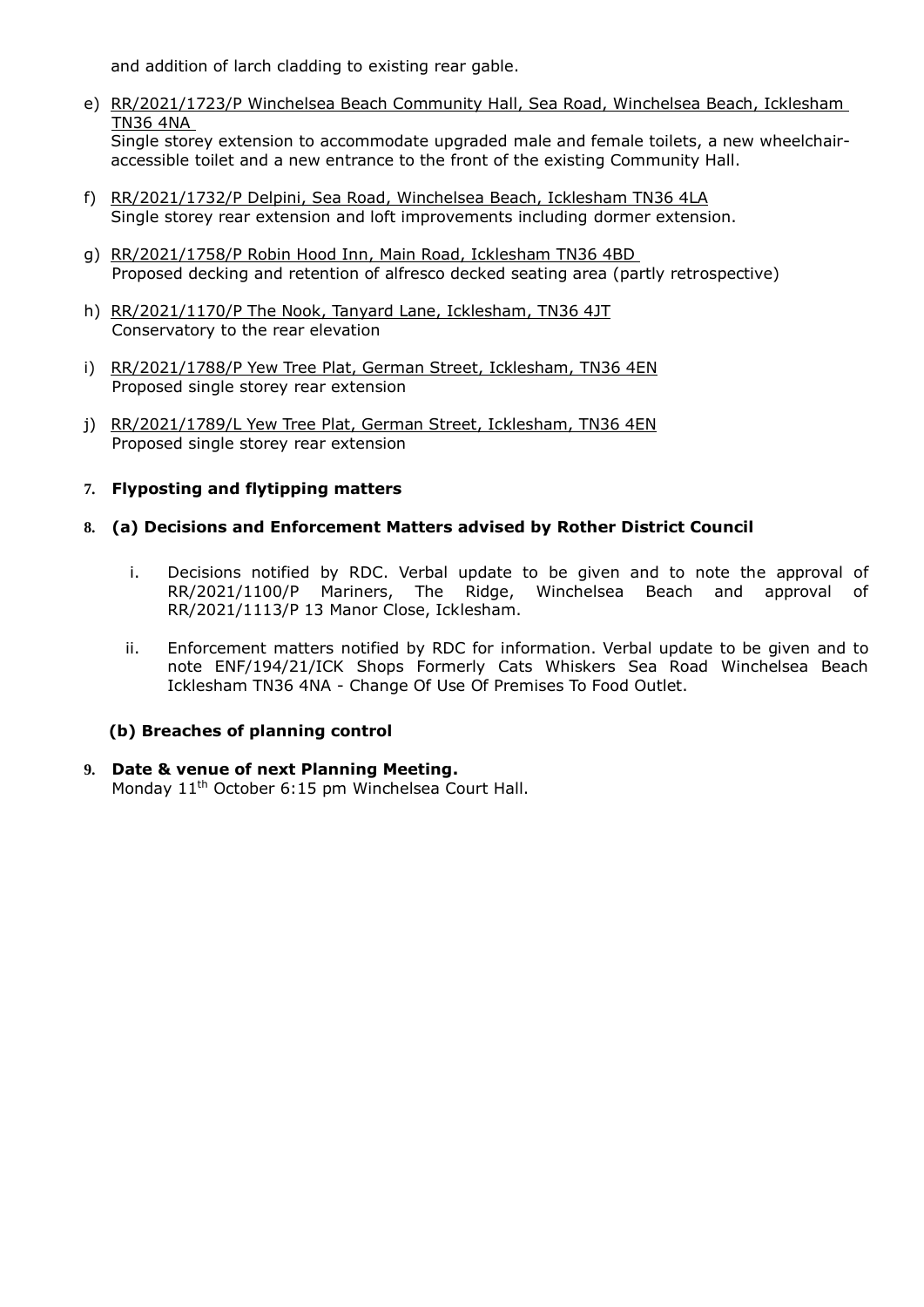and addition of larch cladding to existing rear gable.

e) RR/2021/1723/P Winchelsea Beach Community Hall, Sea Road, Winchelsea Beach, Icklesham TN36 4NA
   Single storey extension to accommodate upgraded male and female toilets, a new wheelchair-accessible toilet and a new entrance to the front of the existing Community Hall.

f) RR/2021/1732/P Delpini, Sea Road, Winchelsea Beach, Icklesham TN36 4LA
   Single storey rear extension and loft improvements including dormer extension.

g) RR/2021/1758/P Robin Hood Inn, Main Road, Icklesham TN36 4BD
   Proposed decking and retention of alfresco decked seating area (partly retrospective)

h) RR/2021/1170/P The Nook, Tanyard Lane, Icklesham, TN36 4JT
   Conservatory to the rear elevation

i) RR/2021/1788/P Yew Tree Plat, German Street, Icklesham, TN36 4EN
   Proposed single storey rear extension

j) RR/2021/1789/L Yew Tree Plat, German Street, Icklesham, TN36 4EN
   Proposed single storey rear extension

**7. Flyposting and flytipping matters**

**8. (a) Decisions and Enforcement Matters advised by Rother District Council**

i. Decisions notified by RDC. Verbal update to be given and to note the approval of RR/2021/1100/P Mariners, The Ridge, Winchelsea Beach and approval of RR/2021/1113/P 13 Manor Close, Icklesham.

ii. Enforcement matters notified by RDC for information. Verbal update to be given and to note ENF/194/21/ICK Shops Formerly Cats Whiskers Sea Road Winchelsea Beach Icklesham TN36 4NA - Change Of Use Of Premises To Food Outlet.

**(b) Breaches of planning control**

**9. Date & venue of next Planning Meeting.**
Monday 11th October 6:15 pm Winchelsea Court Hall.